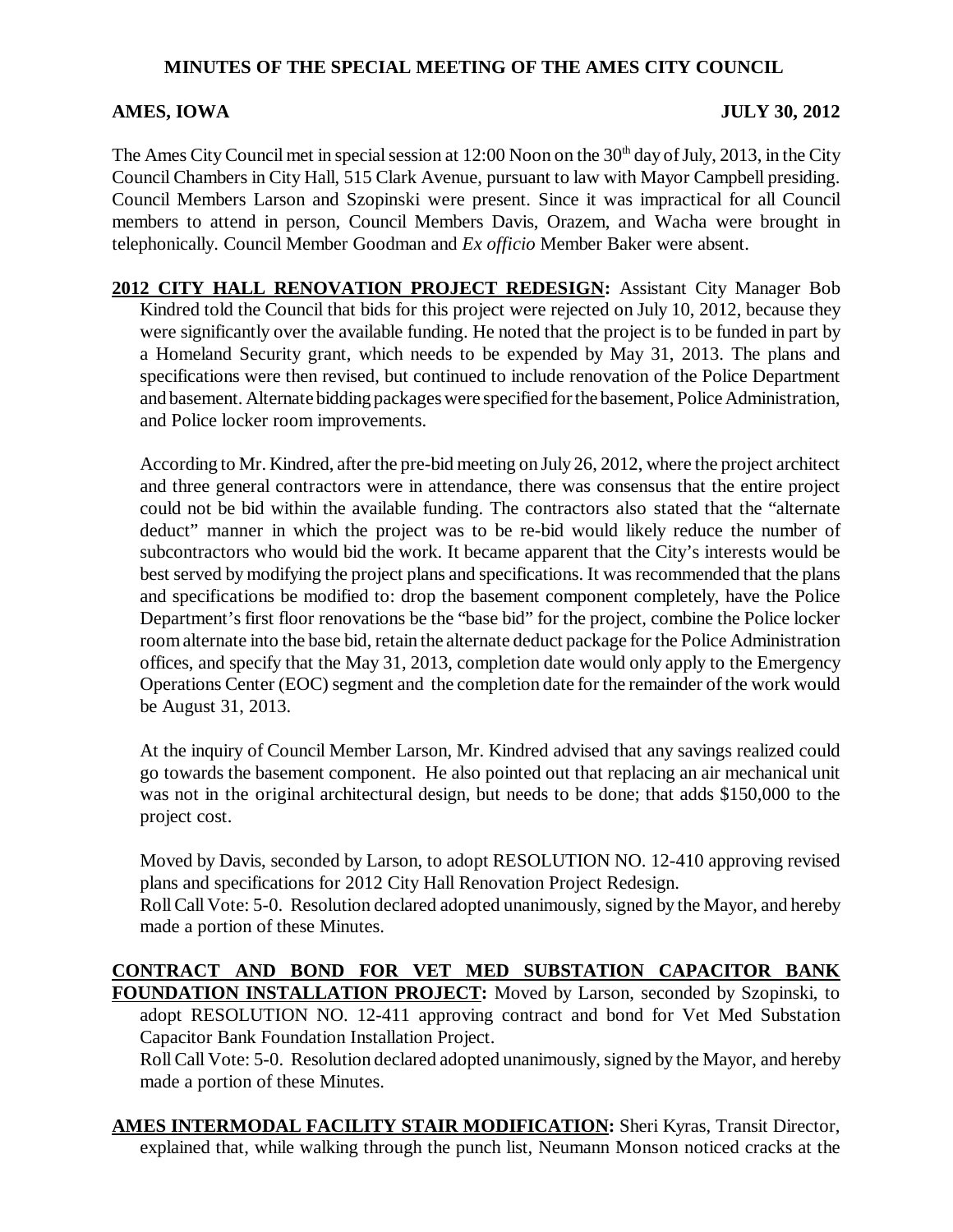**MINUTES OF THE SPECIAL MEETING OF THE AMES CITY COUNCIL**

**AMES, IOWA** **JULY 30, 2012**

The Ames City Council met in special session at 12:00 Noon on the 30th day of July, 2013, in the City Council Chambers in City Hall, 515 Clark Avenue, pursuant to law with Mayor Campbell presiding. Council Members Larson and Szopinski were present. Since it was impractical for all Council members to attend in person, Council Members Davis, Orazem, and Wacha were brought in telephonically. Council Member Goodman and *Ex officio* Member Baker were absent.

**2012 CITY HALL RENOVATION PROJECT REDESIGN:** Assistant City Manager Bob Kindred told the Council that bids for this project were rejected on July 10, 2012, because they were significantly over the available funding. He noted that the project is to be funded in part by a Homeland Security grant, which needs to be expended by May 31, 2013. The plans and specifications were then revised, but continued to include renovation of the Police Department and basement. Alternate bidding packages were specified for the basement, Police Administration, and Police locker room improvements.

According to Mr. Kindred, after the pre-bid meeting on July 26, 2012, where the project architect and three general contractors were in attendance, there was consensus that the entire project could not be bid within the available funding. The contractors also stated that the "alternate deduct" manner in which the project was to be re-bid would likely reduce the number of subcontractors who would bid the work. It became apparent that the City's interests would be best served by modifying the project plans and specifications. It was recommended that the plans and specifications be modified to: drop the basement component completely, have the Police Department's first floor renovations be the "base bid" for the project, combine the Police locker room alternate into the base bid, retain the alternate deduct package for the Police Administration offices, and specify that the May 31, 2013, completion date would only apply to the Emergency Operations Center (EOC) segment and the completion date for the remainder of the work would be August 31, 2013.

At the inquiry of Council Member Larson, Mr. Kindred advised that any savings realized could go towards the basement component. He also pointed out that replacing an air mechanical unit was not in the original architectural design, but needs to be done; that adds $150,000 to the project cost.

Moved by Davis, seconded by Larson, to adopt RESOLUTION NO. 12-410 approving revised plans and specifications for 2012 City Hall Renovation Project Redesign.
Roll Call Vote: 5-0. Resolution declared adopted unanimously, signed by the Mayor, and hereby made a portion of these Minutes.

**CONTRACT AND BOND FOR VET MED SUBSTATION CAPACITOR BANK FOUNDATION INSTALLATION PROJECT:** Moved by Larson, seconded by Szopinski, to adopt RESOLUTION NO. 12-411 approving contract and bond for Vet Med Substation Capacitor Bank Foundation Installation Project.
Roll Call Vote: 5-0. Resolution declared adopted unanimously, signed by the Mayor, and hereby made a portion of these Minutes.

**AMES INTERMODAL FACILITY STAIR MODIFICATION:** Sheri Kyras, Transit Director, explained that, while walking through the punch list, Neumann Monson noticed cracks at the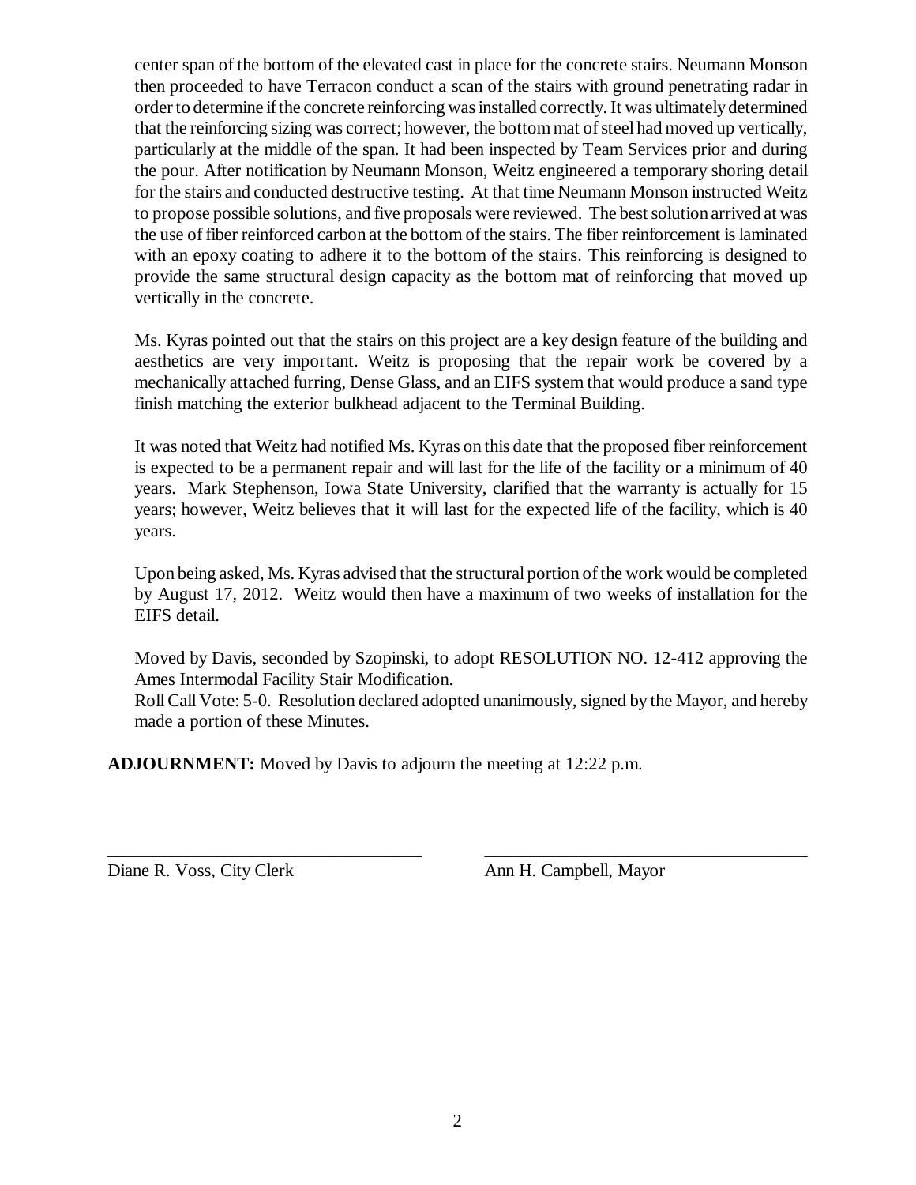center span of the bottom of the elevated cast in place for the concrete stairs. Neumann Monson then proceeded to have Terracon conduct a scan of the stairs with ground penetrating radar in order to determine if the concrete reinforcing was installed correctly. It was ultimately determined that the reinforcing sizing was correct; however, the bottom mat of steel had moved up vertically, particularly at the middle of the span. It had been inspected by Team Services prior and during the pour. After notification by Neumann Monson, Weitz engineered a temporary shoring detail for the stairs and conducted destructive testing. At that time Neumann Monson instructed Weitz to propose possible solutions, and five proposals were reviewed. The best solution arrived at was the use of fiber reinforced carbon at the bottom of the stairs. The fiber reinforcement is laminated with an epoxy coating to adhere it to the bottom of the stairs. This reinforcing is designed to provide the same structural design capacity as the bottom mat of reinforcing that moved up vertically in the concrete.

Ms. Kyras pointed out that the stairs on this project are a key design feature of the building and aesthetics are very important. Weitz is proposing that the repair work be covered by a mechanically attached furring, Dense Glass, and an EIFS system that would produce a sand type finish matching the exterior bulkhead adjacent to the Terminal Building.

It was noted that Weitz had notified Ms. Kyras on this date that the proposed fiber reinforcement is expected to be a permanent repair and will last for the life of the facility or a minimum of 40 years. Mark Stephenson, Iowa State University, clarified that the warranty is actually for 15 years; however, Weitz believes that it will last for the expected life of the facility, which is 40 years.

Upon being asked, Ms. Kyras advised that the structural portion of the work would be completed by August 17, 2012. Weitz would then have a maximum of two weeks of installation for the EIFS detail.

Moved by Davis, seconded by Szopinski, to adopt RESOLUTION NO. 12-412 approving the Ames Intermodal Facility Stair Modification.
Roll Call Vote: 5-0. Resolution declared adopted unanimously, signed by the Mayor, and hereby made a portion of these Minutes.

**ADJOURNMENT:** Moved by Davis to adjourn the meeting at 12:22 p.m.

\_\_\_\_\_\_\_\_\_\_\_\_\_\_\_\_\_\_\_\_\_\_\_\_\_\_\_\_\_\_\_\_\_\_\_\_\_ \_\_\_\_\_\_\_\_\_\_\_\_\_\_\_\_\_\_\_\_\_\_\_\_\_\_\_\_\_\_\_\_\_\_\_\_\_

Diane R. Voss, City Clerk Ann H. Campbell, Mayor